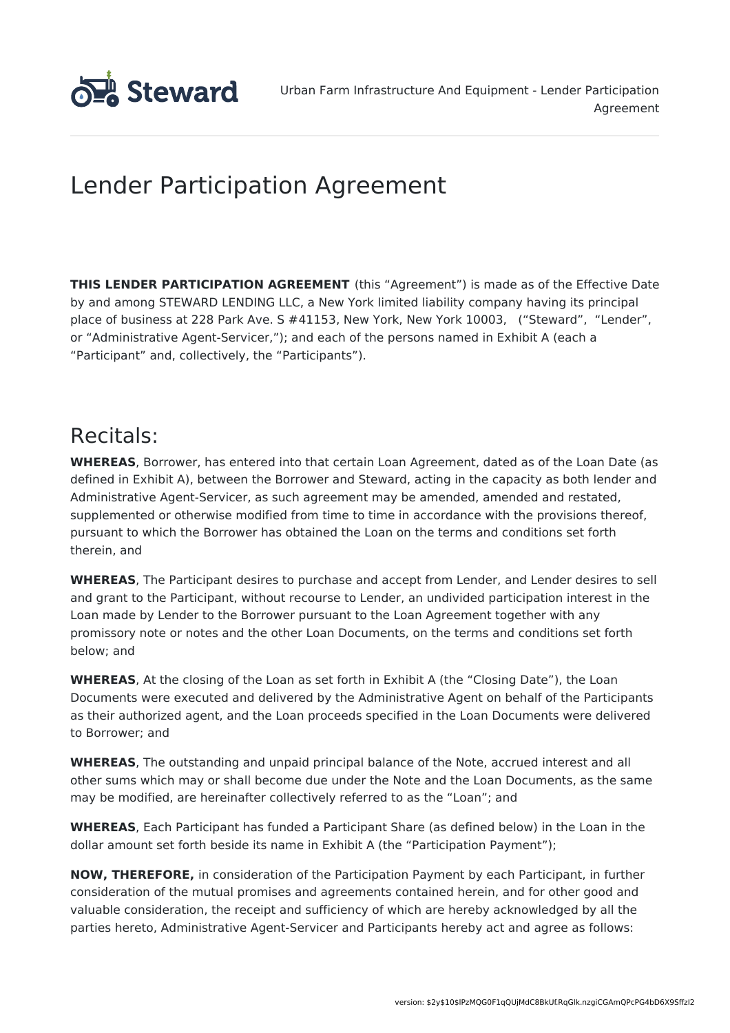# Lender Participation Agreement

**THIS LENDER PARTICIPATION AGREEMENT** (this "Agreement") is made as of the Effective Date by and among STEWARD LENDING LLC, a New York limited liability company having its principal place of business at 228 Park Ave. S #41153, New York, New York 10003,  ("Steward", "Lender", or "Administrative Agent-Servicer,"); and each of the persons named in Exhibit A (each a "Participant" and, collectively, the "Participants").

## Recitals:

**WHEREAS**, Borrower, has entered into that certain Loan Agreement, dated as of the Loan Date (as defined in Exhibit A), between the Borrower and Steward, acting in the capacity as both lender and Administrative Agent-Servicer, as such agreement may be amended, amended and restated, supplemented or otherwise modified from time to time in accordance with the provisions thereof, pursuant to which the Borrower has obtained the Loan on the terms and conditions set forth therein, and

**WHEREAS**, The Participant desires to purchase and accept from Lender, and Lender desires to sell and grant to the Participant, without recourse to Lender, an undivided participation interest in the Loan made by Lender to the Borrower pursuant to the Loan Agreement together with any promissory note or notes and the other Loan Documents, on the terms and conditions set forth below; and

**WHEREAS**, At the closing of the Loan as set forth in Exhibit A (the "Closing Date"), the Loan Documents were executed and delivered by the Administrative Agent on behalf of the Participants as their authorized agent, and the Loan proceeds specified in the Loan Documents were delivered to Borrower; and

**WHEREAS**, The outstanding and unpaid principal balance of the Note, accrued interest and all other sums which may or shall become due under the Note and the Loan Documents, as the same may be modified, are hereinafter collectively referred to as the "Loan"; and

**WHEREAS**, Each Participant has funded a Participant Share (as defined below) in the Loan in the dollar amount set forth beside its name in Exhibit A (the "Participation Payment");

**NOW, THEREFORE,** in consideration of the Participation Payment by each Participant, in further consideration of the mutual promises and agreements contained herein, and for other good and valuable consideration, the receipt and sufficiency of which are hereby acknowledged by all the parties hereto, Administrative Agent-Servicer and Participants hereby act and agree as follows: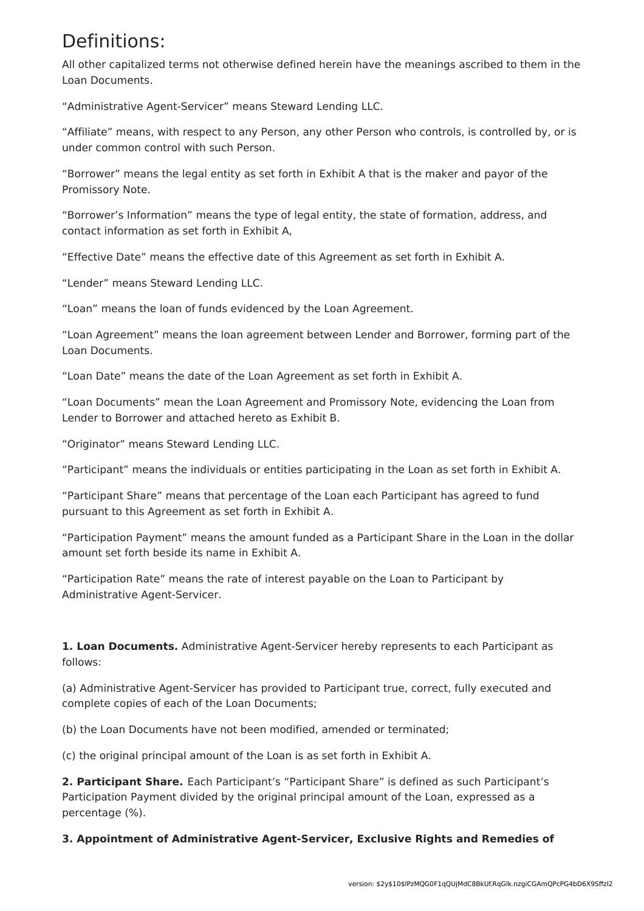# Definitions:

All other capitalized terms not otherwise defined herein have the meanings ascribed to them in the Loan Documents.

“Administrative Agent-Servicer” means Steward Lending LLC.

“Affiliate” means, with respect to any Person, any other Person who controls, is controlled by, or is under common control with such Person.

“Borrower” means the legal entity as set forth in Exhibit A that is the maker and payor of the Promissory Note.

“Borrower’s Information” means the type of legal entity, the state of formation, address, and contact information as set forth in Exhibit A,

“Effective Date” means the effective date of this Agreement as set forth in Exhibit A.

“Lender” means Steward Lending LLC.

“Loan” means the loan of funds evidenced by the Loan Agreement.

“Loan Agreement” means the loan agreement between Lender and Borrower, forming part of the Loan Documents.

“Loan Date” means the date of the Loan Agreement as set forth in Exhibit A.

“Loan Documents” mean the Loan Agreement and Promissory Note, evidencing the Loan from Lender to Borrower and attached hereto as Exhibit B.

“Originator” means Steward Lending LLC.

“Participant” means the individuals or entities participating in the Loan as set forth in Exhibit A.

“Participant Share” means that percentage of the Loan each Participant has agreed to fund pursuant to this Agreement as set forth in Exhibit A.

“Participation Payment” means the amount funded as a Participant Share in the Loan in the dollar amount set forth beside its name in Exhibit A.

“Participation Rate” means the rate of interest payable on the Loan to Participant by Administrative Agent-Servicer.

**1. Loan Documents.** Administrative Agent-Servicer hereby represents to each Participant as follows:

(a) Administrative Agent-Servicer has provided to Participant true, correct, fully executed and complete copies of each of the Loan Documents;

(b) the Loan Documents have not been modified, amended or terminated;

(c) the original principal amount of the Loan is as set forth in Exhibit A.

**2. Participant Share.** Each Participant’s “Participant Share” is defined as such Participant’s Participation Payment divided by the original principal amount of the Loan, expressed as a percentage (%).

**3. Appointment of Administrative Agent-Servicer, Exclusive Rights and Remedies of**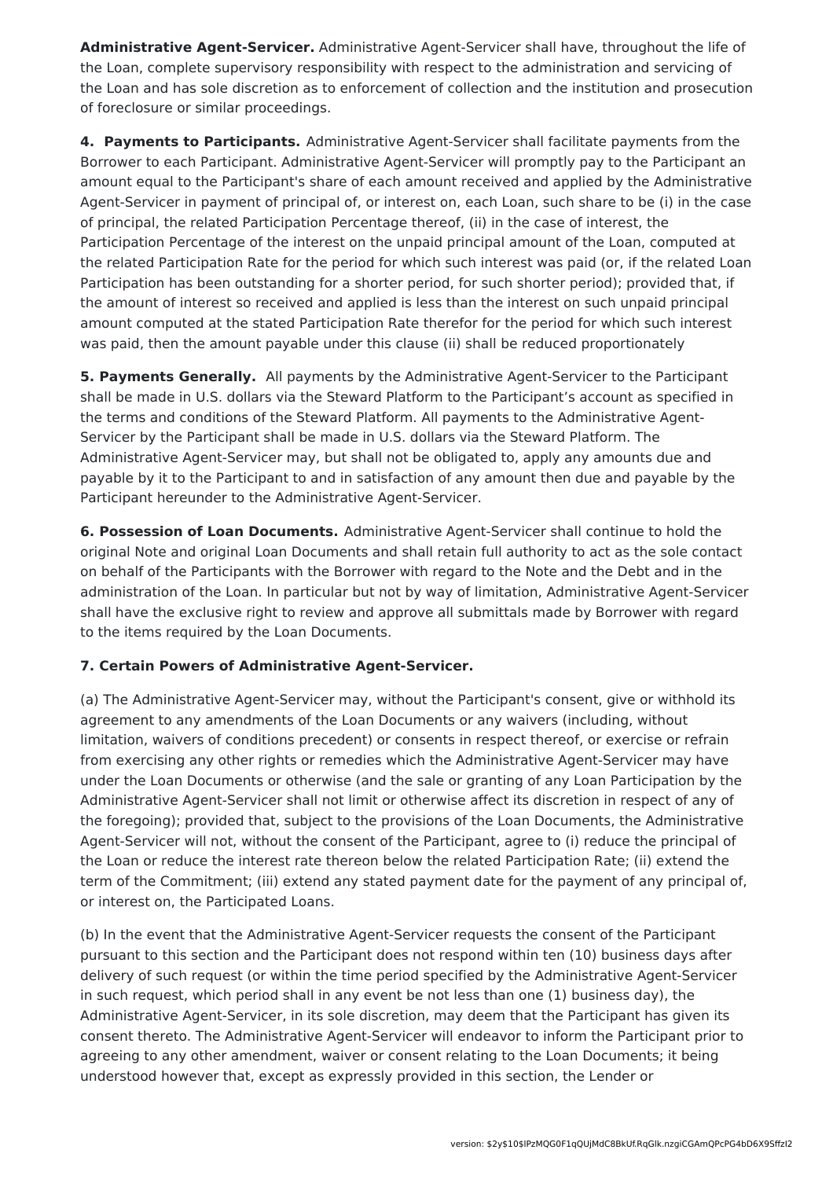**Administrative Agent-Servicer.** Administrative Agent-Servicer shall have, throughout the life of the Loan, complete supervisory responsibility with respect to the administration and servicing of the Loan and has sole discretion as to enforcement of collection and the institution and prosecution of foreclosure or similar proceedings.

**4. Payments to Participants.** Administrative Agent-Servicer shall facilitate payments from the Borrower to each Participant. Administrative Agent-Servicer will promptly pay to the Participant an amount equal to the Participant's share of each amount received and applied by the Administrative Agent-Servicer in payment of principal of, or interest on, each Loan, such share to be (i) in the case of principal, the related Participation Percentage thereof, (ii) in the case of interest, the Participation Percentage of the interest on the unpaid principal amount of the Loan, computed at the related Participation Rate for the period for which such interest was paid (or, if the related Loan Participation has been outstanding for a shorter period, for such shorter period); provided that, if the amount of interest so received and applied is less than the interest on such unpaid principal amount computed at the stated Participation Rate therefor for the period for which such interest was paid, then the amount payable under this clause (ii) shall be reduced proportionately

**5. Payments Generally.** All payments by the Administrative Agent-Servicer to the Participant shall be made in U.S. dollars via the Steward Platform to the Participant's account as specified in the terms and conditions of the Steward Platform. All payments to the Administrative Agent-Servicer by the Participant shall be made in U.S. dollars via the Steward Platform. The Administrative Agent-Servicer may, but shall not be obligated to, apply any amounts due and payable by it to the Participant to and in satisfaction of any amount then due and payable by the Participant hereunder to the Administrative Agent-Servicer.

**6. Possession of Loan Documents.** Administrative Agent-Servicer shall continue to hold the original Note and original Loan Documents and shall retain full authority to act as the sole contact on behalf of the Participants with the Borrower with regard to the Note and the Debt and in the administration of the Loan. In particular but not by way of limitation, Administrative Agent-Servicer shall have the exclusive right to review and approve all submittals made by Borrower with regard to the items required by the Loan Documents.

**7. Certain Powers of Administrative Agent-Servicer.**

(a) The Administrative Agent-Servicer may, without the Participant's consent, give or withhold its agreement to any amendments of the Loan Documents or any waivers (including, without limitation, waivers of conditions precedent) or consents in respect thereof, or exercise or refrain from exercising any other rights or remedies which the Administrative Agent-Servicer may have under the Loan Documents or otherwise (and the sale or granting of any Loan Participation by the Administrative Agent-Servicer shall not limit or otherwise affect its discretion in respect of any of the foregoing); provided that, subject to the provisions of the Loan Documents, the Administrative Agent-Servicer will not, without the consent of the Participant, agree to (i) reduce the principal of the Loan or reduce the interest rate thereon below the related Participation Rate; (ii) extend the term of the Commitment; (iii) extend any stated payment date for the payment of any principal of, or interest on, the Participated Loans.

(b) In the event that the Administrative Agent-Servicer requests the consent of the Participant pursuant to this section and the Participant does not respond within ten (10) business days after delivery of such request (or within the time period specified by the Administrative Agent-Servicer in such request, which period shall in any event be not less than one (1) business day), the Administrative Agent-Servicer, in its sole discretion, may deem that the Participant has given its consent thereto. The Administrative Agent-Servicer will endeavor to inform the Participant prior to agreeing to any other amendment, waiver or consent relating to the Loan Documents; it being understood however that, except as expressly provided in this section, the Lender or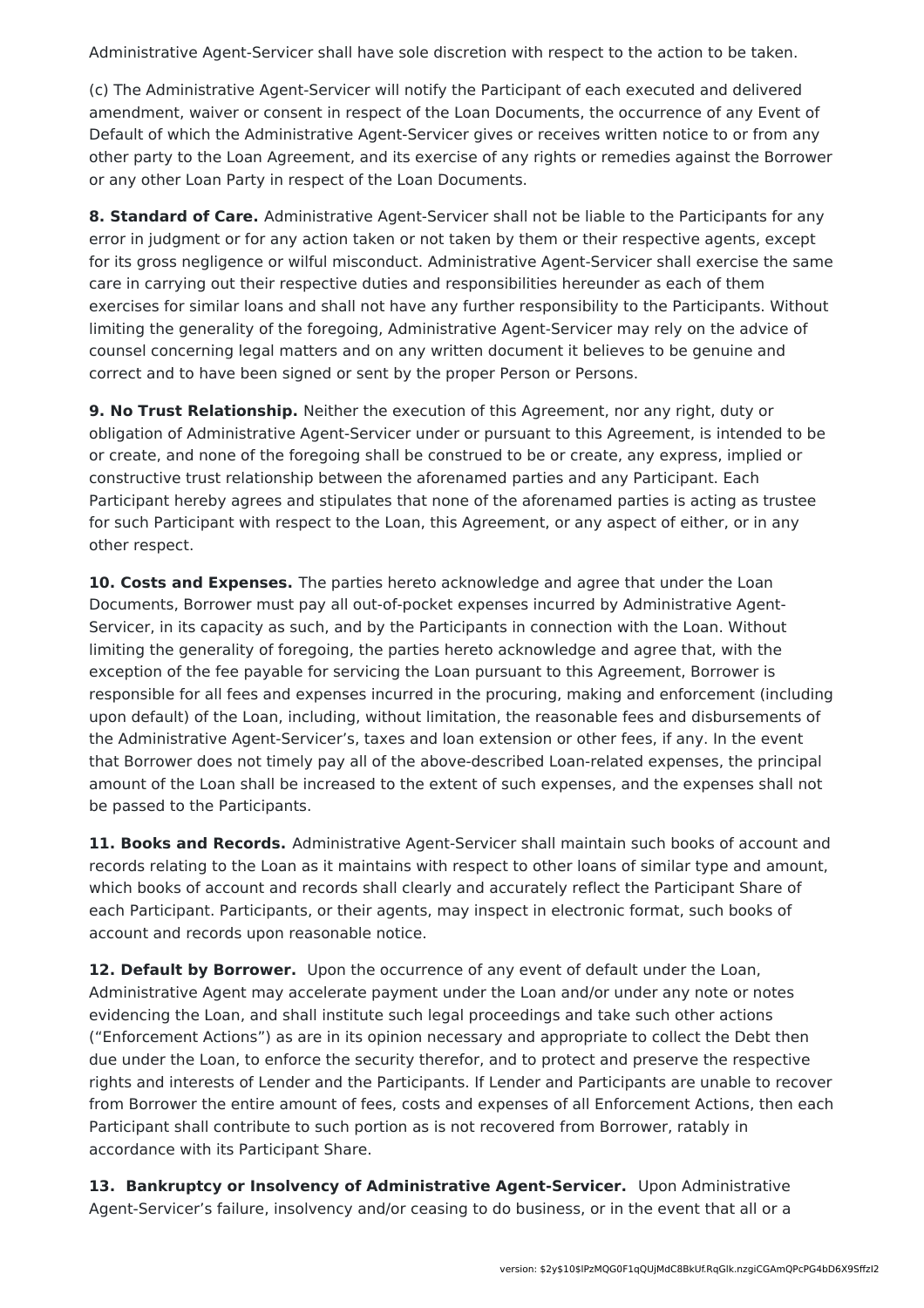Administrative Agent-Servicer shall have sole discretion with respect to the action to be taken.

(c) The Administrative Agent-Servicer will notify the Participant of each executed and delivered amendment, waiver or consent in respect of the Loan Documents, the occurrence of any Event of Default of which the Administrative Agent-Servicer gives or receives written notice to or from any other party to the Loan Agreement, and its exercise of any rights or remedies against the Borrower or any other Loan Party in respect of the Loan Documents.

**8. Standard of Care.** Administrative Agent-Servicer shall not be liable to the Participants for any error in judgment or for any action taken or not taken by them or their respective agents, except for its gross negligence or wilful misconduct. Administrative Agent-Servicer shall exercise the same care in carrying out their respective duties and responsibilities hereunder as each of them exercises for similar loans and shall not have any further responsibility to the Participants. Without limiting the generality of the foregoing, Administrative Agent-Servicer may rely on the advice of counsel concerning legal matters and on any written document it believes to be genuine and correct and to have been signed or sent by the proper Person or Persons.

**9. No Trust Relationship.** Neither the execution of this Agreement, nor any right, duty or obligation of Administrative Agent-Servicer under or pursuant to this Agreement, is intended to be or create, and none of the foregoing shall be construed to be or create, any express, implied or constructive trust relationship between the aforenamed parties and any Participant. Each Participant hereby agrees and stipulates that none of the aforenamed parties is acting as trustee for such Participant with respect to the Loan, this Agreement, or any aspect of either, or in any other respect.

**10. Costs and Expenses.** The parties hereto acknowledge and agree that under the Loan Documents, Borrower must pay all out-of-pocket expenses incurred by Administrative Agent-Servicer, in its capacity as such, and by the Participants in connection with the Loan. Without limiting the generality of foregoing, the parties hereto acknowledge and agree that, with the exception of the fee payable for servicing the Loan pursuant to this Agreement, Borrower is responsible for all fees and expenses incurred in the procuring, making and enforcement (including upon default) of the Loan, including, without limitation, the reasonable fees and disbursements of the Administrative Agent-Servicer's, taxes and loan extension or other fees, if any. In the event that Borrower does not timely pay all of the above-described Loan-related expenses, the principal amount of the Loan shall be increased to the extent of such expenses, and the expenses shall not be passed to the Participants.

**11. Books and Records.** Administrative Agent-Servicer shall maintain such books of account and records relating to the Loan as it maintains with respect to other loans of similar type and amount, which books of account and records shall clearly and accurately reflect the Participant Share of each Participant. Participants, or their agents, may inspect in electronic format, such books of account and records upon reasonable notice.

**12. Default by Borrower.** Upon the occurrence of any event of default under the Loan, Administrative Agent may accelerate payment under the Loan and/or under any note or notes evidencing the Loan, and shall institute such legal proceedings and take such other actions ("Enforcement Actions") as are in its opinion necessary and appropriate to collect the Debt then due under the Loan, to enforce the security therefor, and to protect and preserve the respective rights and interests of Lender and the Participants. If Lender and Participants are unable to recover from Borrower the entire amount of fees, costs and expenses of all Enforcement Actions, then each Participant shall contribute to such portion as is not recovered from Borrower, ratably in accordance with its Participant Share.

**13. Bankruptcy or Insolvency of Administrative Agent-Servicer.** Upon Administrative Agent-Servicer's failure, insolvency and/or ceasing to do business, or in the event that all or a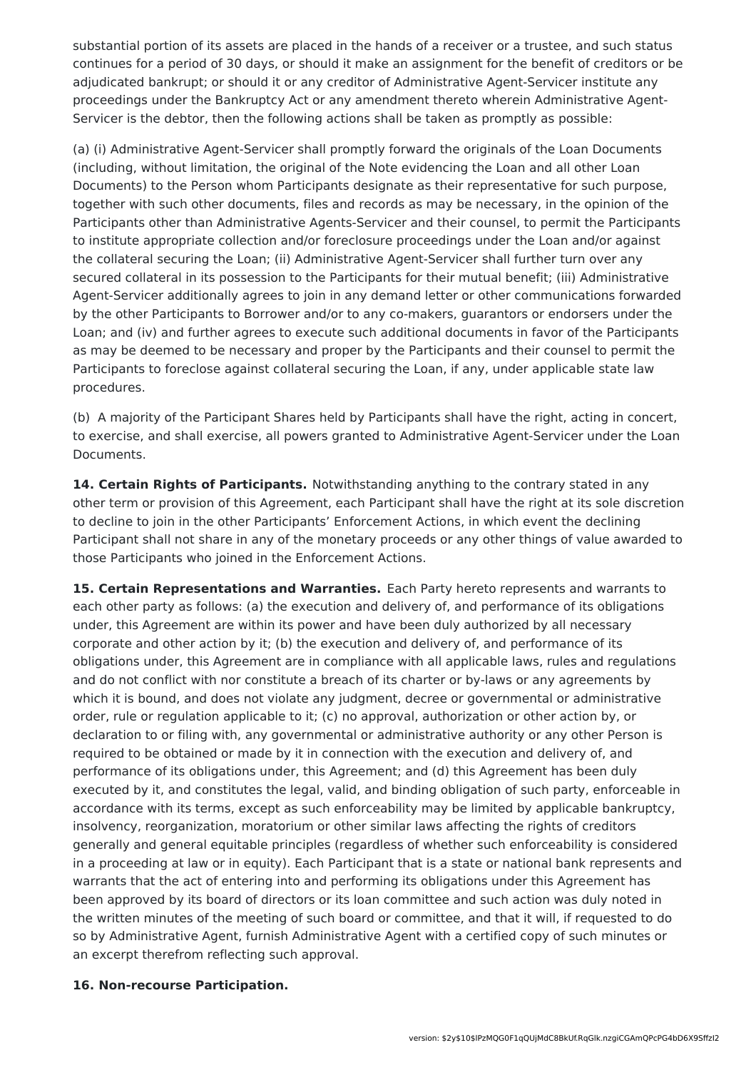substantial portion of its assets are placed in the hands of a receiver or a trustee, and such status continues for a period of 30 days, or should it make an assignment for the benefit of creditors or be adjudicated bankrupt; or should it or any creditor of Administrative Agent-Servicer institute any proceedings under the Bankruptcy Act or any amendment thereto wherein Administrative Agent-Servicer is the debtor, then the following actions shall be taken as promptly as possible:

(a) (i) Administrative Agent-Servicer shall promptly forward the originals of the Loan Documents (including, without limitation, the original of the Note evidencing the Loan and all other Loan Documents) to the Person whom Participants designate as their representative for such purpose, together with such other documents, files and records as may be necessary, in the opinion of the Participants other than Administrative Agents-Servicer and their counsel, to permit the Participants to institute appropriate collection and/or foreclosure proceedings under the Loan and/or against the collateral securing the Loan; (ii) Administrative Agent-Servicer shall further turn over any secured collateral in its possession to the Participants for their mutual benefit; (iii) Administrative Agent-Servicer additionally agrees to join in any demand letter or other communications forwarded by the other Participants to Borrower and/or to any co-makers, guarantors or endorsers under the Loan; and (iv) and further agrees to execute such additional documents in favor of the Participants as may be deemed to be necessary and proper by the Participants and their counsel to permit the Participants to foreclose against collateral securing the Loan, if any, under applicable state law procedures.

(b) A majority of the Participant Shares held by Participants shall have the right, acting in concert, to exercise, and shall exercise, all powers granted to Administrative Agent-Servicer under the Loan Documents.

**14. Certain Rights of Participants.** Notwithstanding anything to the contrary stated in any other term or provision of this Agreement, each Participant shall have the right at its sole discretion to decline to join in the other Participants' Enforcement Actions, in which event the declining Participant shall not share in any of the monetary proceeds or any other things of value awarded to those Participants who joined in the Enforcement Actions.

**15. Certain Representations and Warranties.** Each Party hereto represents and warrants to each other party as follows: (a) the execution and delivery of, and performance of its obligations under, this Agreement are within its power and have been duly authorized by all necessary corporate and other action by it; (b) the execution and delivery of, and performance of its obligations under, this Agreement are in compliance with all applicable laws, rules and regulations and do not conflict with nor constitute a breach of its charter or by-laws or any agreements by which it is bound, and does not violate any judgment, decree or governmental or administrative order, rule or regulation applicable to it; (c) no approval, authorization or other action by, or declaration to or filing with, any governmental or administrative authority or any other Person is required to be obtained or made by it in connection with the execution and delivery of, and performance of its obligations under, this Agreement; and (d) this Agreement has been duly executed by it, and constitutes the legal, valid, and binding obligation of such party, enforceable in accordance with its terms, except as such enforceability may be limited by applicable bankruptcy, insolvency, reorganization, moratorium or other similar laws affecting the rights of creditors generally and general equitable principles (regardless of whether such enforceability is considered in a proceeding at law or in equity). Each Participant that is a state or national bank represents and warrants that the act of entering into and performing its obligations under this Agreement has been approved by its board of directors or its loan committee and such action was duly noted in the written minutes of the meeting of such board or committee, and that it will, if requested to do so by Administrative Agent, furnish Administrative Agent with a certified copy of such minutes or an excerpt therefrom reflecting such approval.

**16. Non-recourse Participation.**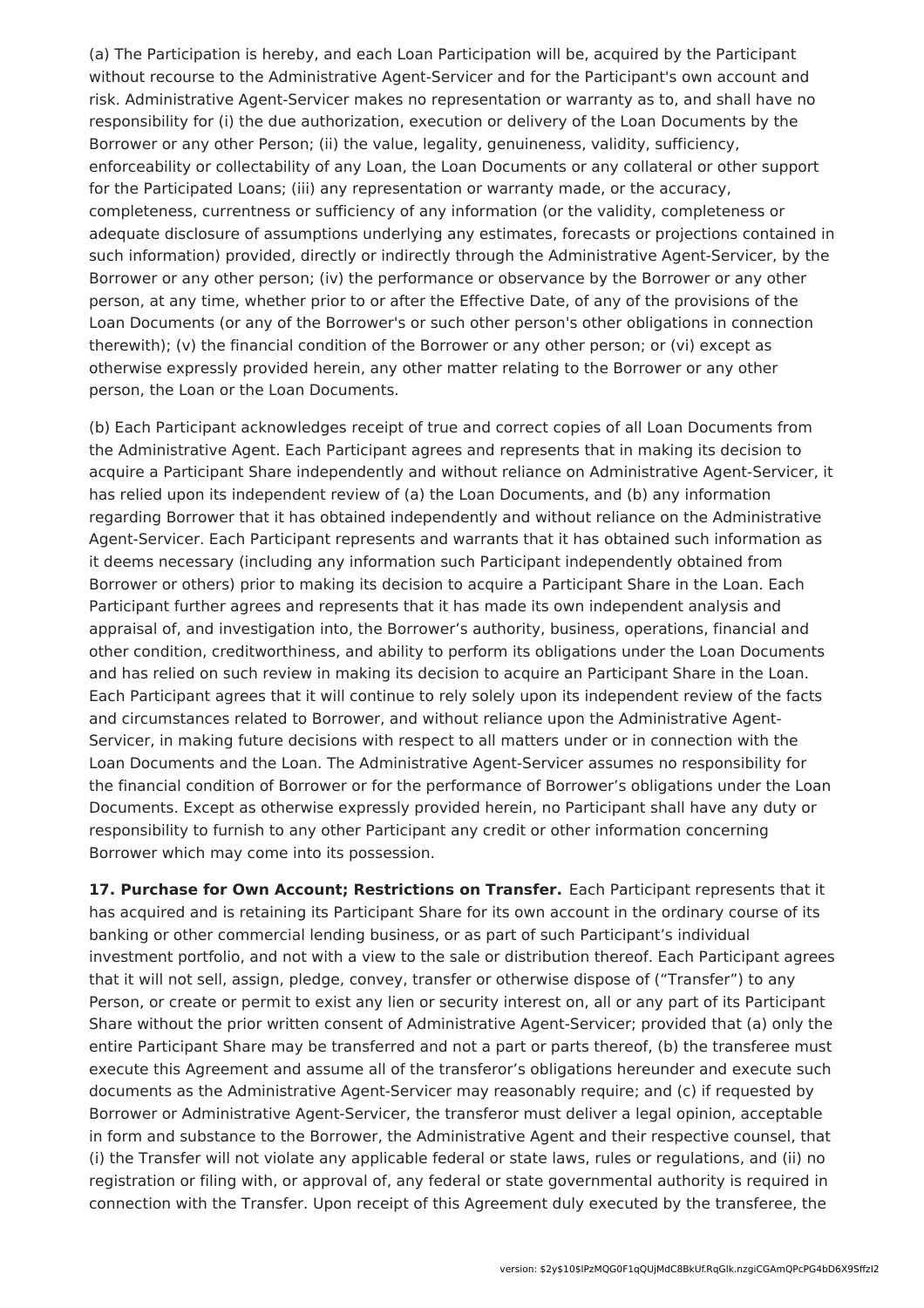(a) The Participation is hereby, and each Loan Participation will be, acquired by the Participant without recourse to the Administrative Agent-Servicer and for the Participant's own account and risk. Administrative Agent-Servicer makes no representation or warranty as to, and shall have no responsibility for (i) the due authorization, execution or delivery of the Loan Documents by the Borrower or any other Person; (ii) the value, legality, genuineness, validity, sufficiency, enforceability or collectability of any Loan, the Loan Documents or any collateral or other support for the Participated Loans; (iii) any representation or warranty made, or the accuracy, completeness, currentness or sufficiency of any information (or the validity, completeness or adequate disclosure of assumptions underlying any estimates, forecasts or projections contained in such information) provided, directly or indirectly through the Administrative Agent-Servicer, by the Borrower or any other person; (iv) the performance or observance by the Borrower or any other person, at any time, whether prior to or after the Effective Date, of any of the provisions of the Loan Documents (or any of the Borrower's or such other person's other obligations in connection therewith); (v) the financial condition of the Borrower or any other person; or (vi) except as otherwise expressly provided herein, any other matter relating to the Borrower or any other person, the Loan or the Loan Documents.

(b) Each Participant acknowledges receipt of true and correct copies of all Loan Documents from the Administrative Agent. Each Participant agrees and represents that in making its decision to acquire a Participant Share independently and without reliance on Administrative Agent-Servicer, it has relied upon its independent review of (a) the Loan Documents, and (b) any information regarding Borrower that it has obtained independently and without reliance on the Administrative Agent-Servicer. Each Participant represents and warrants that it has obtained such information as it deems necessary (including any information such Participant independently obtained from Borrower or others) prior to making its decision to acquire a Participant Share in the Loan. Each Participant further agrees and represents that it has made its own independent analysis and appraisal of, and investigation into, the Borrower's authority, business, operations, financial and other condition, creditworthiness, and ability to perform its obligations under the Loan Documents and has relied on such review in making its decision to acquire an Participant Share in the Loan. Each Participant agrees that it will continue to rely solely upon its independent review of the facts and circumstances related to Borrower, and without reliance upon the Administrative Agent-Servicer, in making future decisions with respect to all matters under or in connection with the Loan Documents and the Loan. The Administrative Agent-Servicer assumes no responsibility for the financial condition of Borrower or for the performance of Borrower's obligations under the Loan Documents. Except as otherwise expressly provided herein, no Participant shall have any duty or responsibility to furnish to any other Participant any credit or other information concerning Borrower which may come into its possession.

**17. Purchase for Own Account; Restrictions on Transfer.** Each Participant represents that it has acquired and is retaining its Participant Share for its own account in the ordinary course of its banking or other commercial lending business, or as part of such Participant's individual investment portfolio, and not with a view to the sale or distribution thereof. Each Participant agrees that it will not sell, assign, pledge, convey, transfer or otherwise dispose of ("Transfer") to any Person, or create or permit to exist any lien or security interest on, all or any part of its Participant Share without the prior written consent of Administrative Agent-Servicer; provided that (a) only the entire Participant Share may be transferred and not a part or parts thereof, (b) the transferee must execute this Agreement and assume all of the transferor's obligations hereunder and execute such documents as the Administrative Agent-Servicer may reasonably require; and (c) if requested by Borrower or Administrative Agent-Servicer, the transferor must deliver a legal opinion, acceptable in form and substance to the Borrower, the Administrative Agent and their respective counsel, that (i) the Transfer will not violate any applicable federal or state laws, rules or regulations, and (ii) no registration or filing with, or approval of, any federal or state governmental authority is required in connection with the Transfer. Upon receipt of this Agreement duly executed by the transferee, the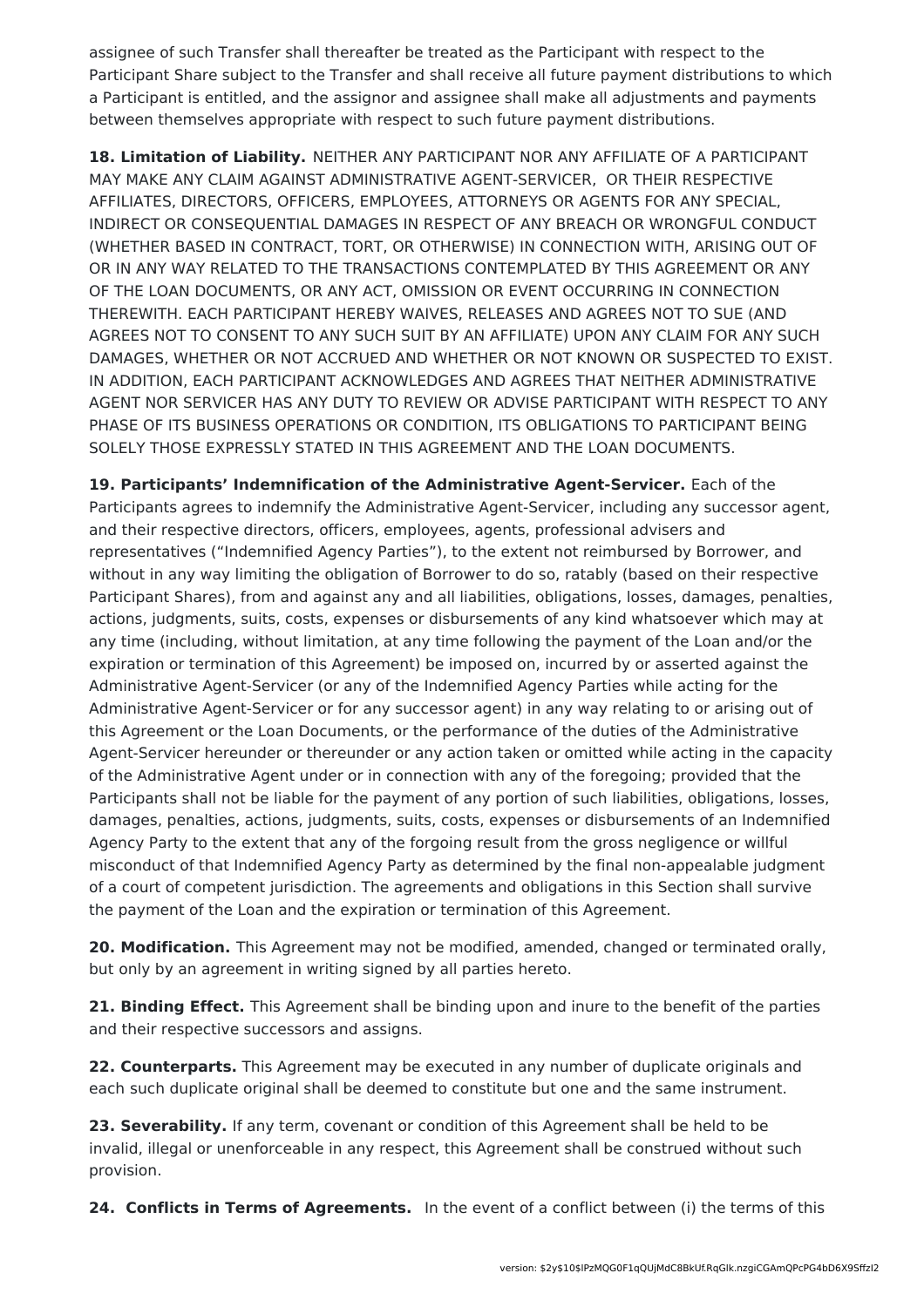assignee of such Transfer shall thereafter be treated as the Participant with respect to the Participant Share subject to the Transfer and shall receive all future payment distributions to which a Participant is entitled, and the assignor and assignee shall make all adjustments and payments between themselves appropriate with respect to such future payment distributions.

**18. Limitation of Liability.** NEITHER ANY PARTICIPANT NOR ANY AFFILIATE OF A PARTICIPANT MAY MAKE ANY CLAIM AGAINST ADMINISTRATIVE AGENT-SERVICER, OR THEIR RESPECTIVE AFFILIATES, DIRECTORS, OFFICERS, EMPLOYEES, ATTORNEYS OR AGENTS FOR ANY SPECIAL, INDIRECT OR CONSEQUENTIAL DAMAGES IN RESPECT OF ANY BREACH OR WRONGFUL CONDUCT (WHETHER BASED IN CONTRACT, TORT, OR OTHERWISE) IN CONNECTION WITH, ARISING OUT OF OR IN ANY WAY RELATED TO THE TRANSACTIONS CONTEMPLATED BY THIS AGREEMENT OR ANY OF THE LOAN DOCUMENTS, OR ANY ACT, OMISSION OR EVENT OCCURRING IN CONNECTION THEREWITH. EACH PARTICIPANT HEREBY WAIVES, RELEASES AND AGREES NOT TO SUE (AND AGREES NOT TO CONSENT TO ANY SUCH SUIT BY AN AFFILIATE) UPON ANY CLAIM FOR ANY SUCH DAMAGES, WHETHER OR NOT ACCRUED AND WHETHER OR NOT KNOWN OR SUSPECTED TO EXIST. IN ADDITION, EACH PARTICIPANT ACKNOWLEDGES AND AGREES THAT NEITHER ADMINISTRATIVE AGENT NOR SERVICER HAS ANY DUTY TO REVIEW OR ADVISE PARTICIPANT WITH RESPECT TO ANY PHASE OF ITS BUSINESS OPERATIONS OR CONDITION, ITS OBLIGATIONS TO PARTICIPANT BEING SOLELY THOSE EXPRESSLY STATED IN THIS AGREEMENT AND THE LOAN DOCUMENTS.

**19. Participants' Indemnification of the Administrative Agent-Servicer.** Each of the Participants agrees to indemnify the Administrative Agent-Servicer, including any successor agent, and their respective directors, officers, employees, agents, professional advisers and representatives ("Indemnified Agency Parties"), to the extent not reimbursed by Borrower, and without in any way limiting the obligation of Borrower to do so, ratably (based on their respective Participant Shares), from and against any and all liabilities, obligations, losses, damages, penalties, actions, judgments, suits, costs, expenses or disbursements of any kind whatsoever which may at any time (including, without limitation, at any time following the payment of the Loan and/or the expiration or termination of this Agreement) be imposed on, incurred by or asserted against the Administrative Agent-Servicer (or any of the Indemnified Agency Parties while acting for the Administrative Agent-Servicer or for any successor agent) in any way relating to or arising out of this Agreement or the Loan Documents, or the performance of the duties of the Administrative Agent-Servicer hereunder or thereunder or any action taken or omitted while acting in the capacity of the Administrative Agent under or in connection with any of the foregoing; provided that the Participants shall not be liable for the payment of any portion of such liabilities, obligations, losses, damages, penalties, actions, judgments, suits, costs, expenses or disbursements of an Indemnified Agency Party to the extent that any of the forgoing result from the gross negligence or willful misconduct of that Indemnified Agency Party as determined by the final non-appealable judgment of a court of competent jurisdiction. The agreements and obligations in this Section shall survive the payment of the Loan and the expiration or termination of this Agreement.

**20. Modification.** This Agreement may not be modified, amended, changed or terminated orally, but only by an agreement in writing signed by all parties hereto.

**21. Binding Effect.** This Agreement shall be binding upon and inure to the benefit of the parties and their respective successors and assigns.

**22. Counterparts.** This Agreement may be executed in any number of duplicate originals and each such duplicate original shall be deemed to constitute but one and the same instrument.

**23. Severability.** If any term, covenant or condition of this Agreement shall be held to be invalid, illegal or unenforceable in any respect, this Agreement shall be construed without such provision.

**24. Conflicts in Terms of Agreements.** In the event of a conflict between (i) the terms of this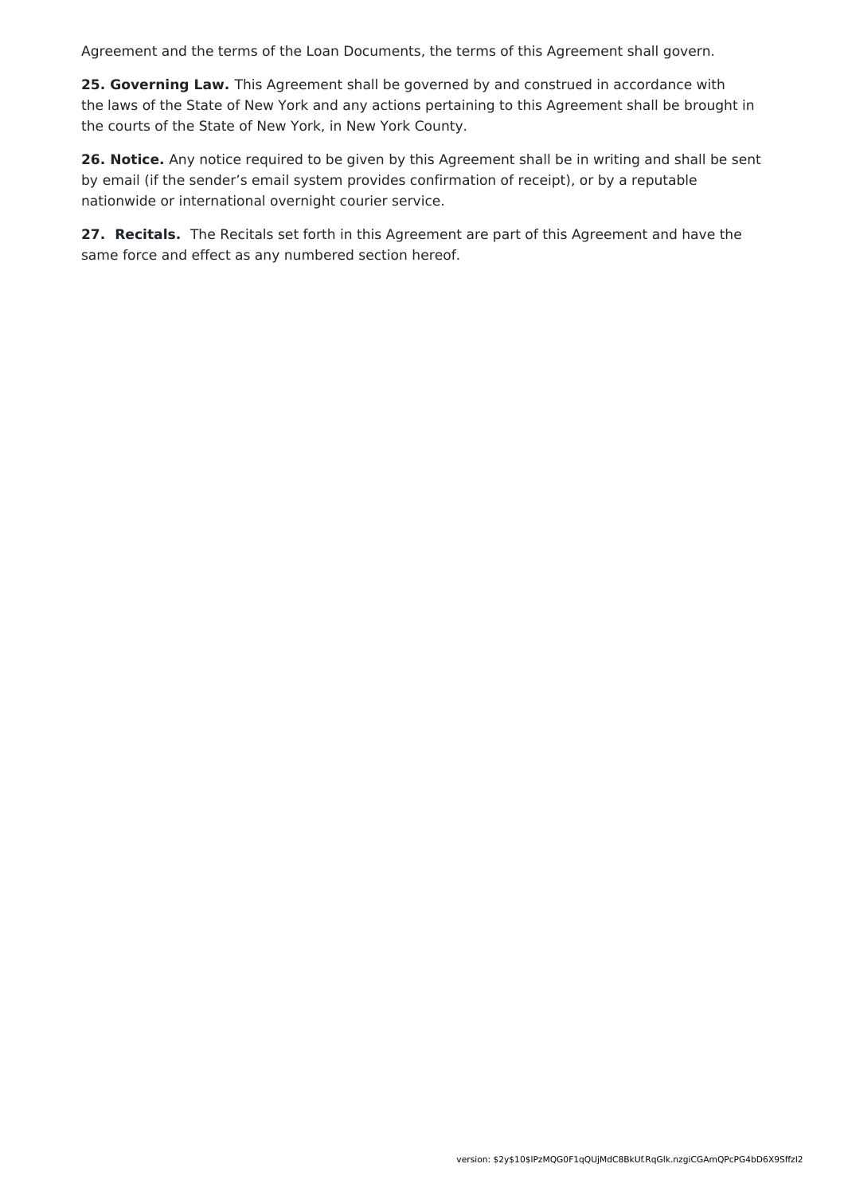Agreement and the terms of the Loan Documents, the terms of this Agreement shall govern.

**25. Governing Law.** This Agreement shall be governed by and construed in accordance with the laws of the State of New York and any actions pertaining to this Agreement shall be brought in the courts of the State of New York, in New York County.

**26. Notice.** Any notice required to be given by this Agreement shall be in writing and shall be sent by email (if the sender's email system provides confirmation of receipt), or by a reputable nationwide or international overnight courier service.

**27. Recitals.** The Recitals set forth in this Agreement are part of this Agreement and have the same force and effect as any numbered section hereof.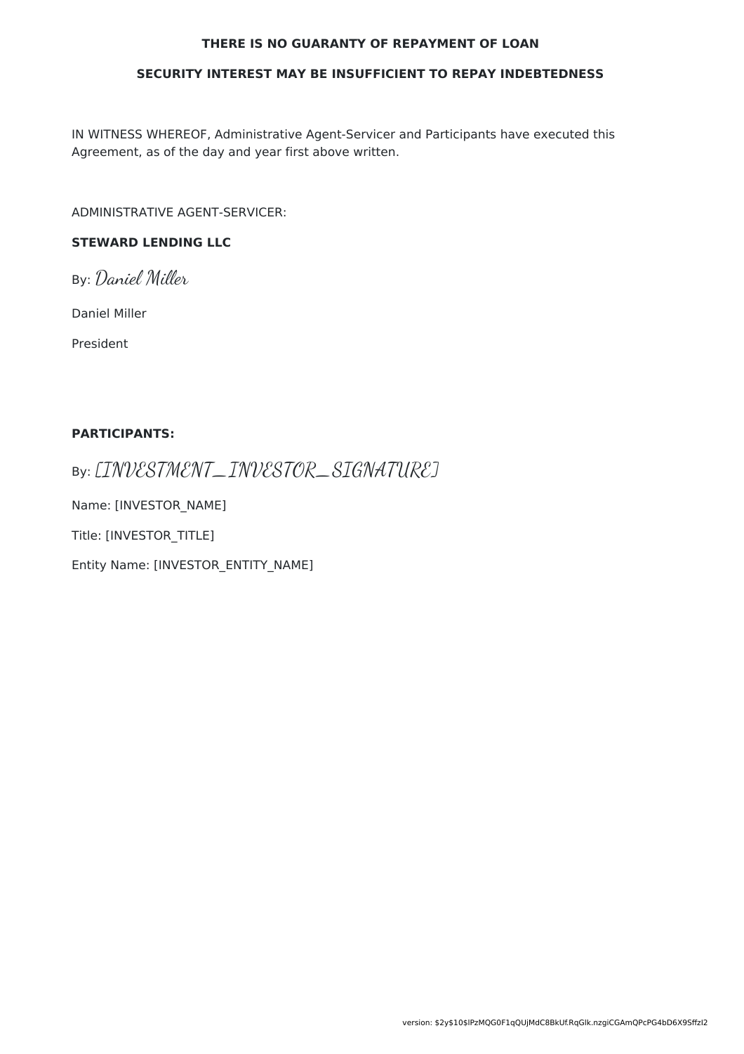**THERE IS NO GUARANTY OF REPAYMENT OF LOAN**

**SECURITY INTEREST MAY BE INSUFFICIENT TO REPAY INDEBTEDNESS**

IN WITNESS WHEREOF, Administrative Agent-Servicer and Participants have executed this Agreement, as of the day and year first above written.

ADMINISTRATIVE AGENT-SERVICER:

**STEWARD LENDING LLC**

By: *Daniel Miller*

Daniel Miller

President

**PARTICIPANTS:**

By: *[INVESTMENT_INVESTOR_SIGNATURE]*

Name: [INVESTOR_NAME]

Title: [INVESTOR_TITLE]

Entity Name: [INVESTOR_ENTITY_NAME]

version: $2y$10$lPzMQG0F1qQUjMdC8BkUf.RqGlk.nzgiCGAmQPcPG4bD6X9SffzI2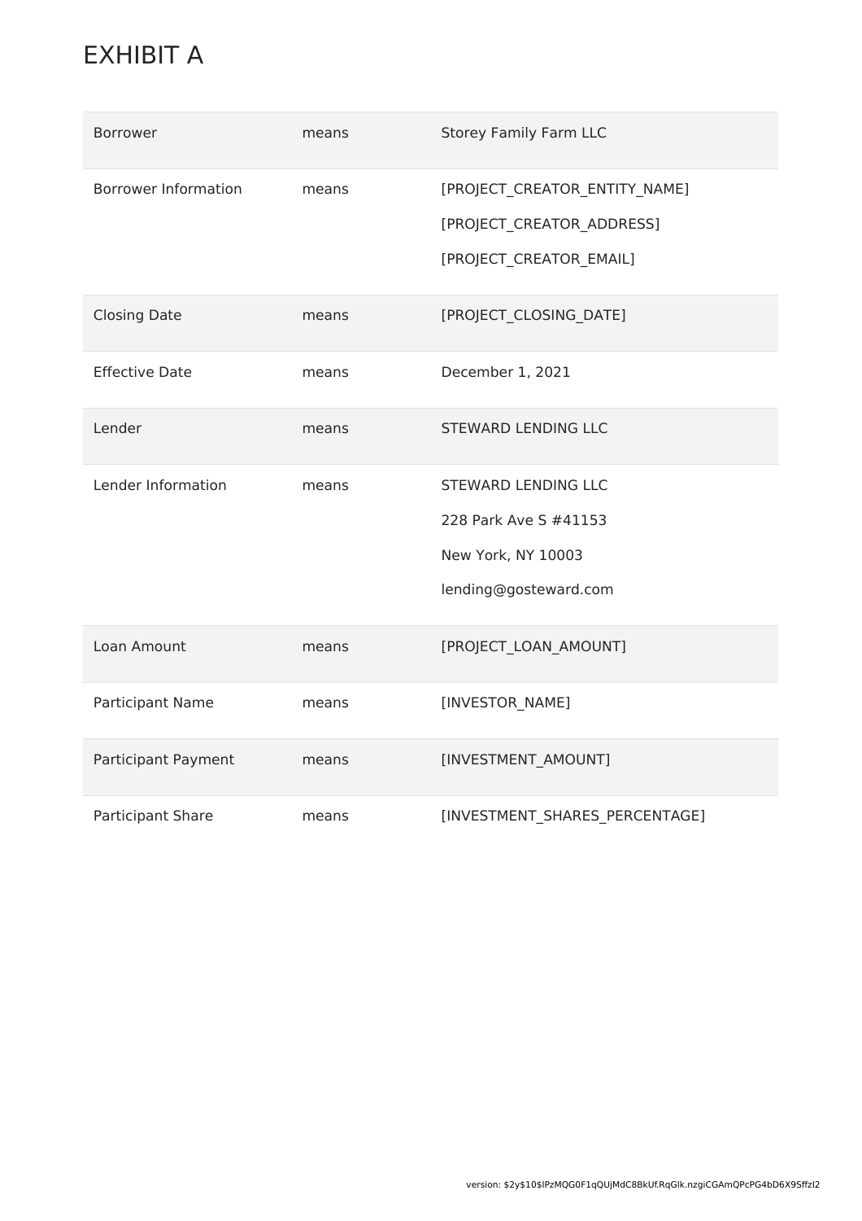# EXHIBIT A

| | | |
|---|---|---|
| Borrower | means | Storey Family Farm LLC |
| Borrower Information | means | [PROJECT_CREATOR_ENTITY_NAME]<br>[PROJECT_CREATOR_ADDRESS]<br>[PROJECT_CREATOR_EMAIL] |
| Closing Date | means | [PROJECT_CLOSING_DATE] |
| Effective Date | means | December 1, 2021 |
| Lender | means | STEWARD LENDING LLC |
| Lender Information | means | STEWARD LENDING LLC<br>228 Park Ave S #41153<br>New York, NY 10003<br>lending@gosteward.com |
| Loan Amount | means | [PROJECT_LOAN_AMOUNT] |
| Participant Name | means | [INVESTOR_NAME] |
| Participant Payment | means | [INVESTMENT_AMOUNT] |
| Participant Share | means | [INVESTMENT_SHARES_PERCENTAGE] |

version: $2y$10$lPzMQG0F1qQUjMdC8BkUf.RqGlk.nzgiCGAmQPcPG4bD6X9SffzI2